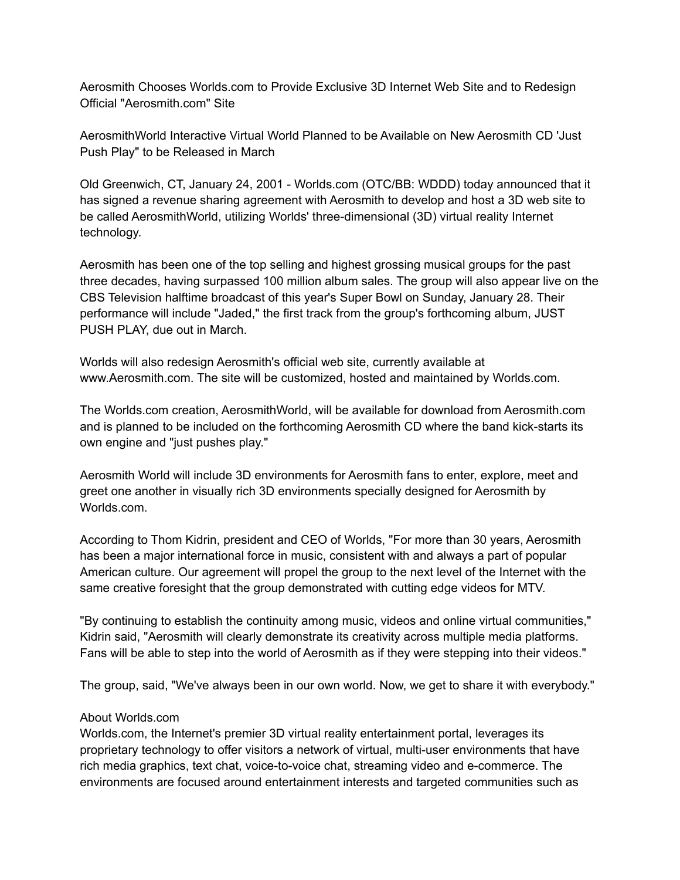# Aerosmith Chooses Worlds.com to Provide Exclusive 3D Internet Web Site and to Redesign Official "Aerosmith.com" Site

## AerosmithWorld Interactive Virtual World Planned to be Available on New Aerosmith CD 'Just Push Play" to be Released in March

Old Greenwich, CT, January 24, 2001 - Worlds.com (OTC/BB: WDDD) today announced that it has signed a revenue sharing agreement with Aerosmith to develop and host a 3D web site to be called AerosmithWorld, utilizing Worlds' three-dimensional (3D) virtual reality Internet technology.

Aerosmith has been one of the top selling and highest grossing musical groups for the past three decades, having surpassed 100 million album sales. The group will also appear live on the CBS Television halftime broadcast of this year's Super Bowl on Sunday, January 28. Their performance will include "Jaded," the first track from the group's forthcoming album, JUST PUSH PLAY, due out in March.

Worlds will also redesign Aerosmith's official web site, currently available at www.Aerosmith.com. The site will be customized, hosted and maintained by Worlds.com.

The Worlds.com creation, AerosmithWorld, will be available for download from Aerosmith.com and is planned to be included on the forthcoming Aerosmith CD where the band kick-starts its own engine and "just pushes play."

Aerosmith World will include 3D environments for Aerosmith fans to enter, explore, meet and greet one another in visually rich 3D environments specially designed for Aerosmith by Worlds.com.

According to Thom Kidrin, president and CEO of Worlds, "For more than 30 years, Aerosmith has been a major international force in music, consistent with and always a part of popular American culture. Our agreement will propel the group to the next level of the Internet with the same creative foresight that the group demonstrated with cutting edge videos for MTV.

"By continuing to establish the continuity among music, videos and online virtual communities," Kidrin said, "Aerosmith will clearly demonstrate its creativity across multiple media platforms. Fans will be able to step into the world of Aerosmith as if they were stepping into their videos."

The group, said, "We've always been in our own world. Now, we get to share it with everybody."

### About Worlds.com

Worlds.com, the Internet's premier 3D virtual reality entertainment portal, leverages its proprietary technology to offer visitors a network of virtual, multi-user environments that have rich media graphics, text chat, voice-to-voice chat, streaming video and e-commerce. The environments are focused around entertainment interests and targeted communities such as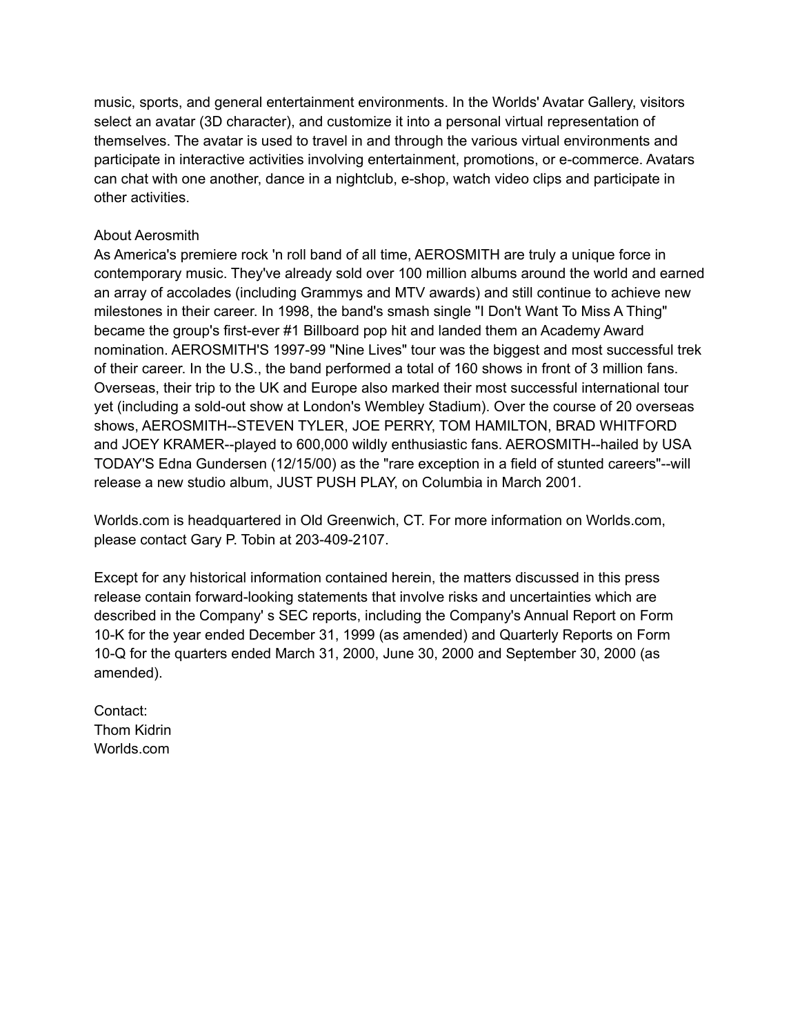music, sports, and general entertainment environments. In the Worlds' Avatar Gallery, visitors select an avatar (3D character), and customize it into a personal virtual representation of themselves. The avatar is used to travel in and through the various virtual environments and participate in interactive activities involving entertainment, promotions, or e-commerce. Avatars can chat with one another, dance in a nightclub, e-shop, watch video clips and participate in other activities.

About Aerosmith

As America's premiere rock 'n roll band of all time, AEROSMITH are truly a unique force in contemporary music. They've already sold over 100 million albums around the world and earned an array of accolades (including Grammys and MTV awards) and still continue to achieve new milestones in their career. In 1998, the band's smash single "I Don't Want To Miss A Thing" became the group's first-ever #1 Billboard pop hit and landed them an Academy Award nomination. AEROSMITH'S 1997-99 "Nine Lives" tour was the biggest and most successful trek of their career. In the U.S., the band performed a total of 160 shows in front of 3 million fans. Overseas, their trip to the UK and Europe also marked their most successful international tour yet (including a sold-out show at London's Wembley Stadium). Over the course of 20 overseas shows, AEROSMITH--STEVEN TYLER, JOE PERRY, TOM HAMILTON, BRAD WHITFORD and JOEY KRAMER--played to 600,000 wildly enthusiastic fans. AEROSMITH--hailed by USA TODAY'S Edna Gundersen (12/15/00) as the "rare exception in a field of stunted careers"--will release a new studio album, JUST PUSH PLAY, on Columbia in March 2001.

Worlds.com is headquartered in Old Greenwich, CT. For more information on Worlds.com, please contact Gary P. Tobin at 203-409-2107.

Except for any historical information contained herein, the matters discussed in this press release contain forward-looking statements that involve risks and uncertainties which are described in the Company' s SEC reports, including the Company's Annual Report on Form 10-K for the year ended December 31, 1999 (as amended) and Quarterly Reports on Form 10-Q for the quarters ended March 31, 2000, June 30, 2000 and September 30, 2000 (as amended).

Contact:
Thom Kidrin
Worlds.com